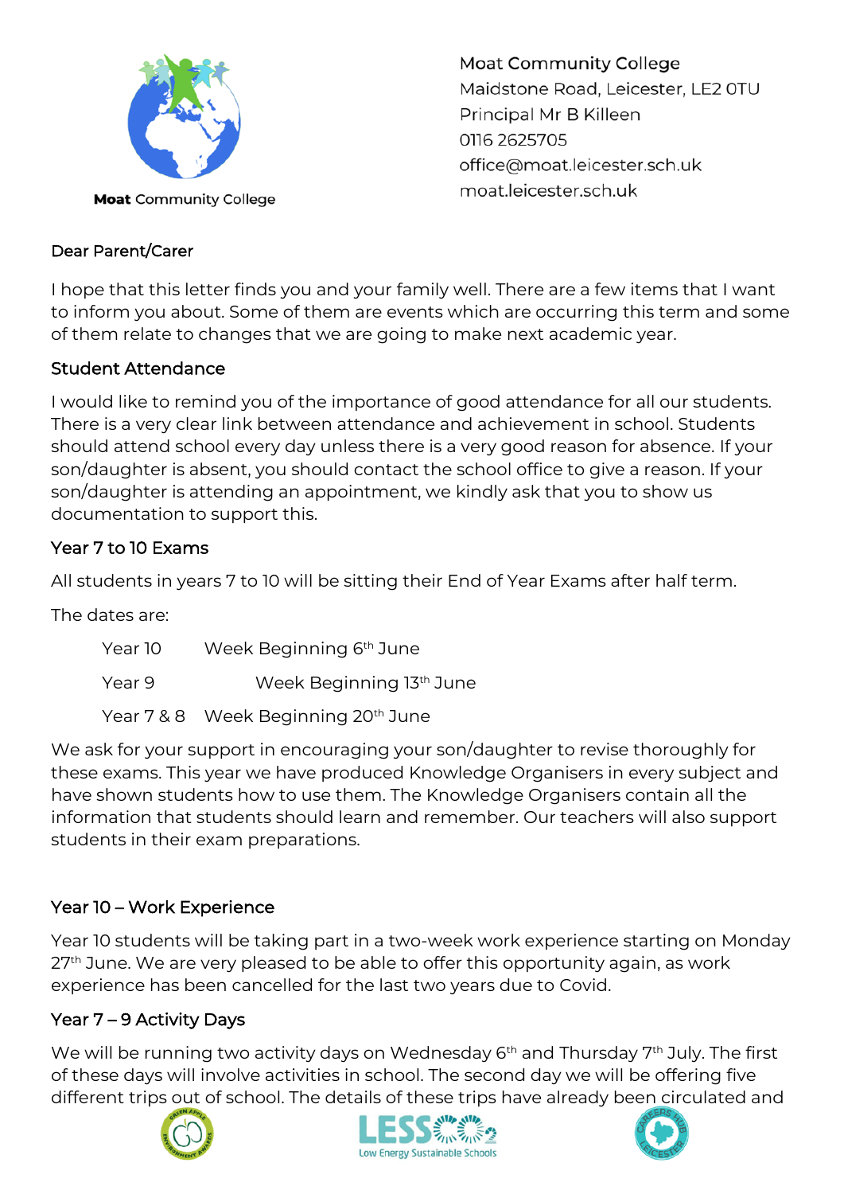Moat Community College

Moat Community College
Maidstone Road, Leicester, LE2 0TU
Principal Mr B Killeen
0116 2625705
office@moat.leicester.sch.uk
moat.leicester.sch.uk

Dear Parent/Carer

I hope that this letter finds you and your family well. There are a few items that I want to inform you about. Some of them are events which are occurring this term and some of them relate to changes that we are going to make next academic year.

## Student Attendance

I would like to remind you of the importance of good attendance for all our students. There is a very clear link between attendance and achievement in school. Students should attend school every day unless there is a very good reason for absence. If your son/daughter is absent, you should contact the school office to give a reason. If your son/daughter is attending an appointment, we kindly ask that you to show us documentation to support this.

## Year 7 to 10 Exams

All students in years 7 to 10 will be sitting their End of Year Exams after half term.

The dates are:

| | |
|---|---|
| Year 10 | Week Beginning 6th June |
| Year 9 | Week Beginning 13th June |
| Year 7 & 8 | Week Beginning 20th June |

We ask for your support in encouraging your son/daughter to revise thoroughly for these exams. This year we have produced Knowledge Organisers in every subject and have shown students how to use them. The Knowledge Organisers contain all the information that students should learn and remember. Our teachers will also support students in their exam preparations.

## Year 10 – Work Experience

Year 10 students will be taking part in a two-week work experience starting on Monday 27th June. We are very pleased to be able to offer this opportunity again, as work experience has been cancelled for the last two years due to Covid.

## Year 7 – 9 Activity Days

We will be running two activity days on Wednesday 6th and Thursday 7th July. The first of these days will involve activities in school. The second day we will be offering five different trips out of school. The details of these trips have already been circulated and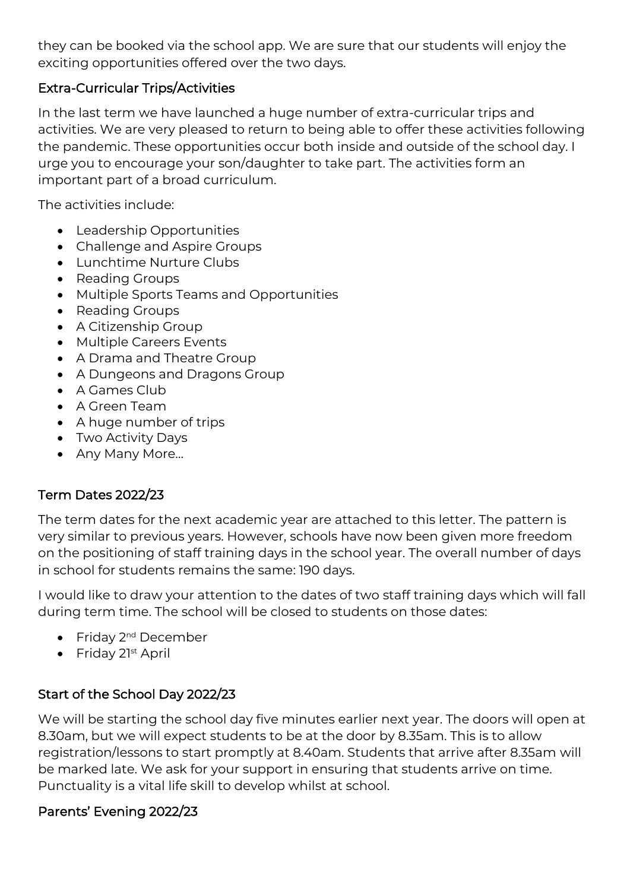they can be booked via the school app. We are sure that our students will enjoy the exciting opportunities offered over the two days.

## Extra-Curricular Trips/Activities

In the last term we have launched a huge number of extra-curricular trips and activities. We are very pleased to return to being able to offer these activities following the pandemic. These opportunities occur both inside and outside of the school day. I urge you to encourage your son/daughter to take part. The activities form an important part of a broad curriculum.

The activities include:

- Leadership Opportunities
- Challenge and Aspire Groups
- Lunchtime Nurture Clubs
- Reading Groups
- Multiple Sports Teams and Opportunities
- Reading Groups
- A Citizenship Group
- Multiple Careers Events
- A Drama and Theatre Group
- A Dungeons and Dragons Group
- A Games Club
- A Green Team
- A huge number of trips
- Two Activity Days
- Any Many More…

## Term Dates 2022/23

The term dates for the next academic year are attached to this letter. The pattern is very similar to previous years. However, schools have now been given more freedom on the positioning of staff training days in the school year. The overall number of days in school for students remains the same: 190 days.

I would like to draw your attention to the dates of two staff training days which will fall during term time. The school will be closed to students on those dates:

- Friday 2nd December
- Friday 21st April

## Start of the School Day 2022/23

We will be starting the school day five minutes earlier next year. The doors will open at 8.30am, but we will expect students to be at the door by 8.35am. This is to allow registration/lessons to start promptly at 8.40am. Students that arrive after 8.35am will be marked late. We ask for your support in ensuring that students arrive on time. Punctuality is a vital life skill to develop whilst at school.

## Parents' Evening 2022/23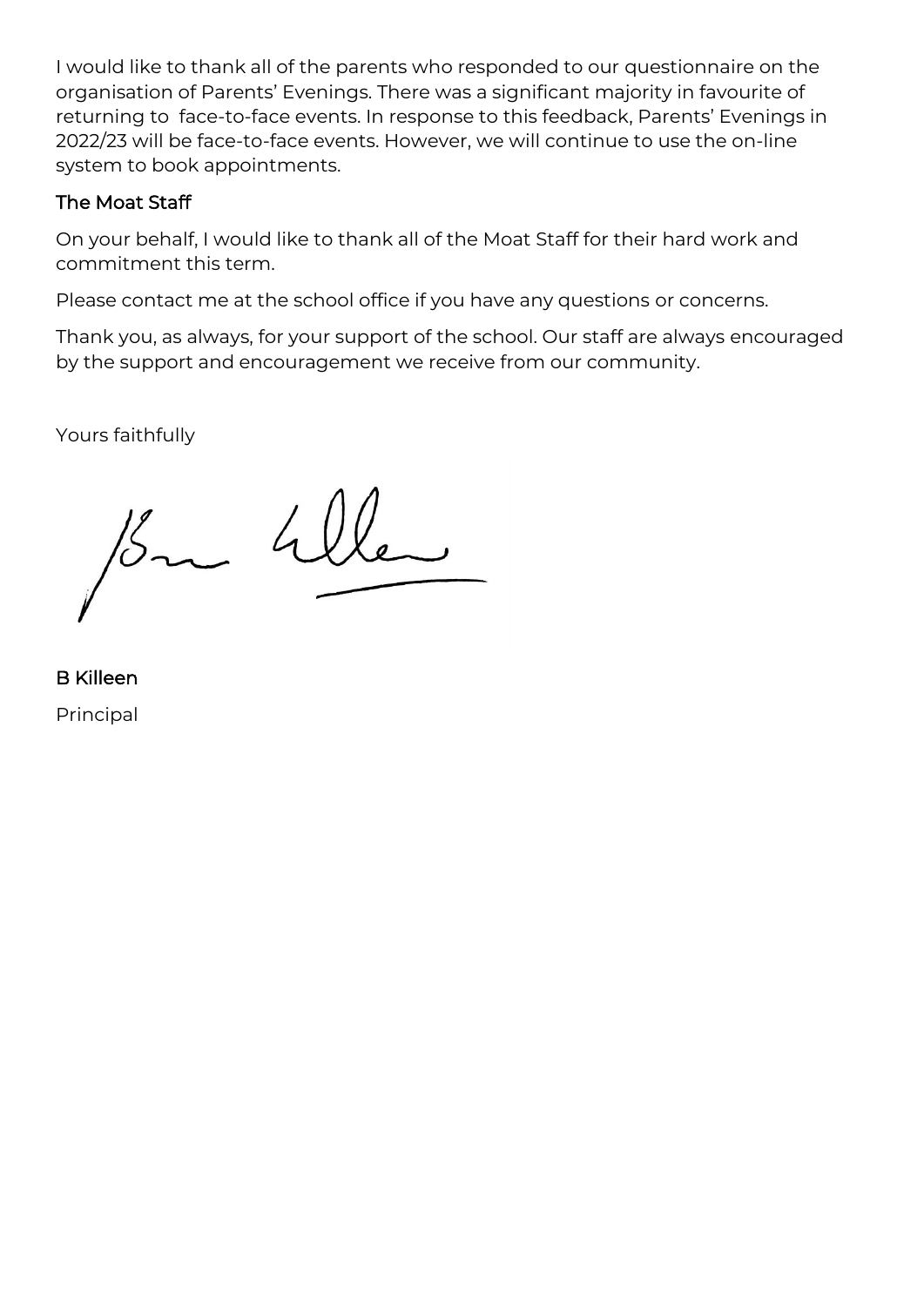I would like to thank all of the parents who responded to our questionnaire on the organisation of Parents' Evenings. There was a significant majority in favourite of returning to face-to-face events. In response to this feedback, Parents' Evenings in 2022/23 will be face-to-face events. However, we will continue to use the on-line system to book appointments.

## The Moat Staff

On your behalf, I would like to thank all of the Moat Staff for their hard work and commitment this term.

Please contact me at the school office if you have any questions or concerns.

Thank you, as always, for your support of the school. Our staff are always encouraged by the support and encouragement we receive from our community.

Yours faithfully

B Killeen

Principal